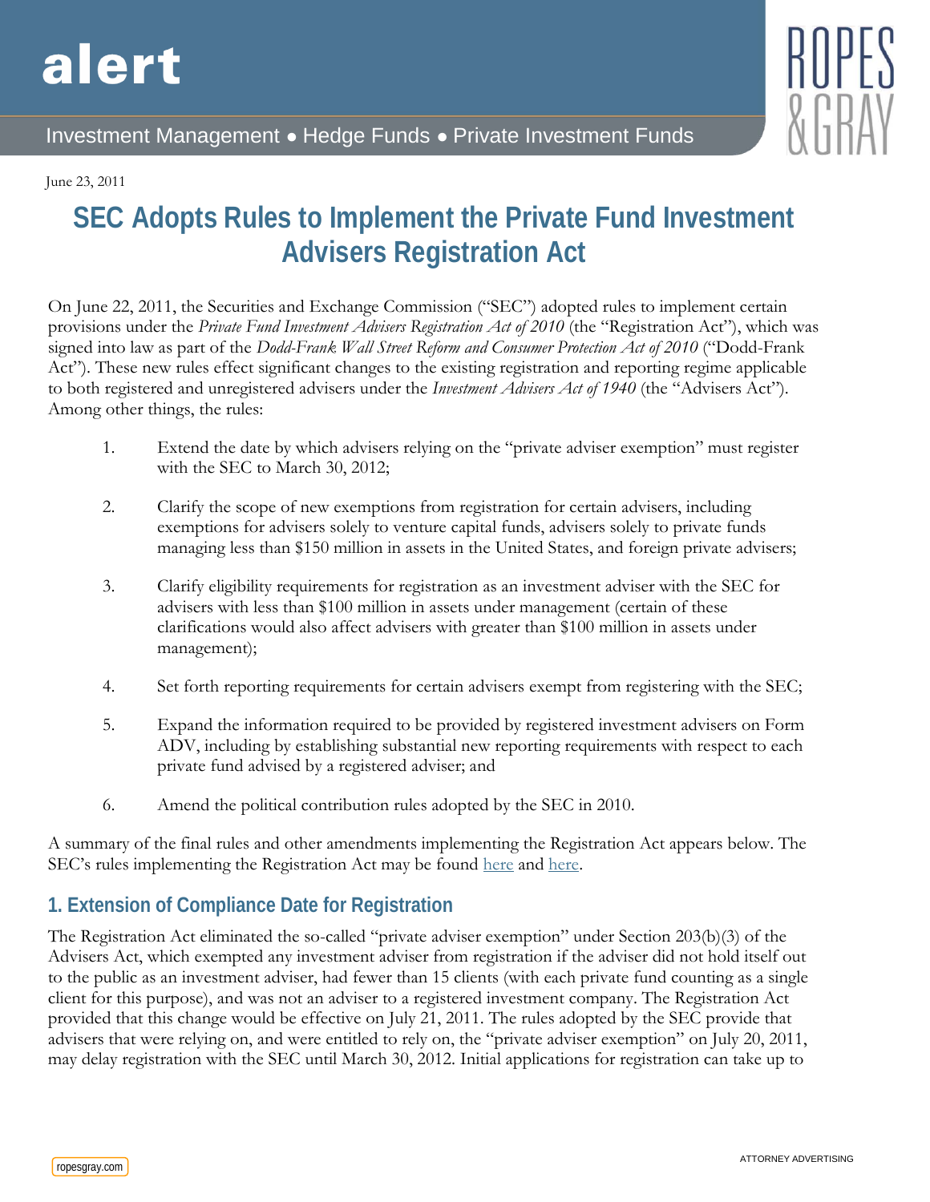alert

Investment Management ● Hedge Funds ● Private Investment Funds

June 23, 2011

# SEC Adopts Rules to Implement the Private Fund Investment Advisers Registration Act

On June 22, 2011, the Securities and Exchange Commission ("SEC") adopted rules to implement certain provisions under the *Private Fund Investment Advisers Registration Act of 2010* (the "Registration Act"), which was signed into law as part of the *Dodd-Frank Wall Street Reform and Consumer Protection Act of 2010* ("Dodd-Frank Act"). These new rules effect significant changes to the existing registration and reporting regime applicable to both registered and unregistered advisers under the *Investment Advisers Act of 1940* (the "Advisers Act"). Among other things, the rules:

1. Extend the date by which advisers relying on the "private adviser exemption" must register with the SEC to March 30, 2012;
2. Clarify the scope of new exemptions from registration for certain advisers, including exemptions for advisers solely to venture capital funds, advisers solely to private funds managing less than $150 million in assets in the United States, and foreign private advisers;
3. Clarify eligibility requirements for registration as an investment adviser with the SEC for advisers with less than $100 million in assets under management (certain of these clarifications would also affect advisers with greater than $100 million in assets under management);
4. Set forth reporting requirements for certain advisers exempt from registering with the SEC;
5. Expand the information required to be provided by registered investment advisers on Form ADV, including by establishing substantial new reporting requirements with respect to each private fund advised by a registered adviser; and
6. Amend the political contribution rules adopted by the SEC in 2010.

A summary of the final rules and other amendments implementing the Registration Act appears below. The SEC's rules implementing the Registration Act may be found here and here.

## 1. Extension of Compliance Date for Registration

The Registration Act eliminated the so-called "private adviser exemption" under Section 203(b)(3) of the Advisers Act, which exempted any investment adviser from registration if the adviser did not hold itself out to the public as an investment adviser, had fewer than 15 clients (with each private fund counting as a single client for this purpose), and was not an adviser to a registered investment company. The Registration Act provided that this change would be effective on July 21, 2011. The rules adopted by the SEC provide that advisers that were relying on, and were entitled to rely on, the "private adviser exemption" on July 20, 2011, may delay registration with the SEC until March 30, 2012. Initial applications for registration can take up to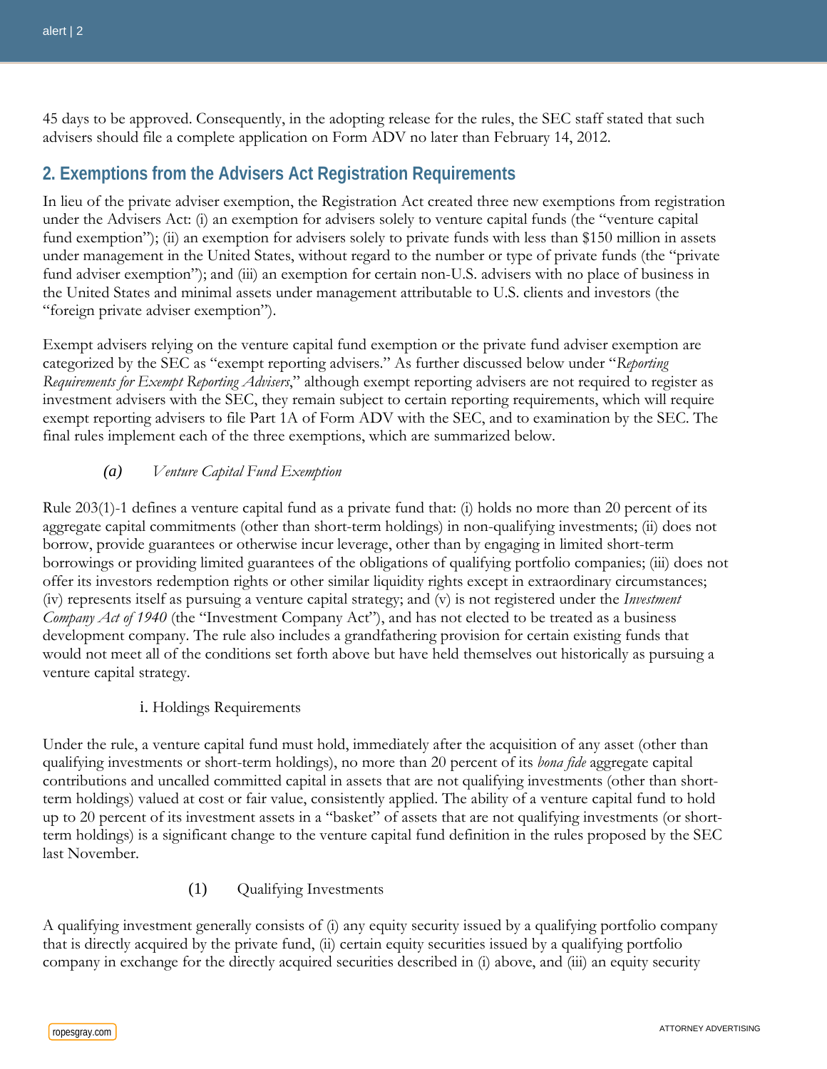45 days to be approved. Consequently, in the adopting release for the rules, the SEC staff stated that such advisers should file a complete application on Form ADV no later than February 14, 2012.

## 2. Exemptions from the Advisers Act Registration Requirements

In lieu of the private adviser exemption, the Registration Act created three new exemptions from registration under the Advisers Act: (i) an exemption for advisers solely to venture capital funds (the "venture capital fund exemption"); (ii) an exemption for advisers solely to private funds with less than $150 million in assets under management in the United States, without regard to the number or type of private funds (the "private fund adviser exemption"); and (iii) an exemption for certain non-U.S. advisers with no place of business in the United States and minimal assets under management attributable to U.S. clients and investors (the "foreign private adviser exemption").

Exempt advisers relying on the venture capital fund exemption or the private fund adviser exemption are categorized by the SEC as "exempt reporting advisers." As further discussed below under "*Reporting Requirements for Exempt Reporting Advisers*," although exempt reporting advisers are not required to register as investment advisers with the SEC, they remain subject to certain reporting requirements, which will require exempt reporting advisers to file Part 1A of Form ADV with the SEC, and to examination by the SEC. The final rules implement each of the three exemptions, which are summarized below.

### *(a) Venture Capital Fund Exemption*

Rule 203(l)-1 defines a venture capital fund as a private fund that: (i) holds no more than 20 percent of its aggregate capital commitments (other than short-term holdings) in non-qualifying investments; (ii) does not borrow, provide guarantees or otherwise incur leverage, other than by engaging in limited short-term borrowings or providing limited guarantees of the obligations of qualifying portfolio companies; (iii) does not offer its investors redemption rights or other similar liquidity rights except in extraordinary circumstances; (iv) represents itself as pursuing a venture capital strategy; and (v) is not registered under the *Investment Company Act of 1940* (the "Investment Company Act"), and has not elected to be treated as a business development company. The rule also includes a grandfathering provision for certain existing funds that would not meet all of the conditions set forth above but have held themselves out historically as pursuing a venture capital strategy.

#### i. Holdings Requirements

Under the rule, a venture capital fund must hold, immediately after the acquisition of any asset (other than qualifying investments or short-term holdings), no more than 20 percent of its *bona fide* aggregate capital contributions and uncalled committed capital in assets that are not qualifying investments (other than short-term holdings) valued at cost or fair value, consistently applied. The ability of a venture capital fund to hold up to 20 percent of its investment assets in a "basket" of assets that are not qualifying investments (or short-term holdings) is a significant change to the venture capital fund definition in the rules proposed by the SEC last November.

##### (1) Qualifying Investments

A qualifying investment generally consists of (i) any equity security issued by a qualifying portfolio company that is directly acquired by the private fund, (ii) certain equity securities issued by a qualifying portfolio company in exchange for the directly acquired securities described in (i) above, and (iii) an equity security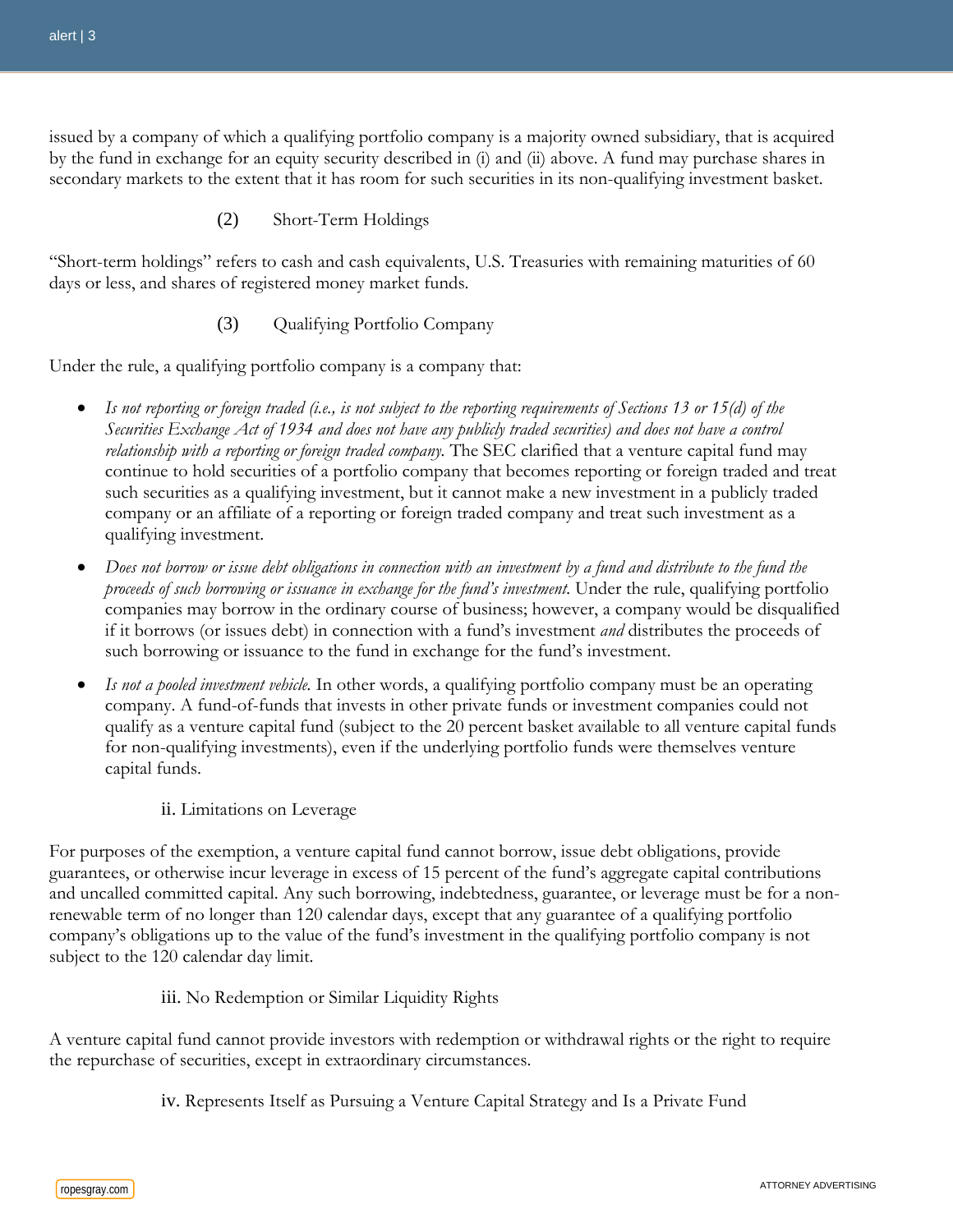issued by a company of which a qualifying portfolio company is a majority owned subsidiary, that is acquired by the fund in exchange for an equity security described in (i) and (ii) above. A fund may purchase shares in secondary markets to the extent that it has room for such securities in its non-qualifying investment basket.

(2) Short-Term Holdings

"Short-term holdings" refers to cash and cash equivalents, U.S. Treasuries with remaining maturities of 60 days or less, and shares of registered money market funds.

(3) Qualifying Portfolio Company

Under the rule, a qualifying portfolio company is a company that:

- *Is not reporting or foreign traded (i.e., is not subject to the reporting requirements of Sections 13 or 15(d) of the Securities Exchange Act of 1934 and does not have any publicly traded securities) and does not have a control relationship with a reporting or foreign traded company.* The SEC clarified that a venture capital fund may continue to hold securities of a portfolio company that becomes reporting or foreign traded and treat such securities as a qualifying investment, but it cannot make a new investment in a publicly traded company or an affiliate of a reporting or foreign traded company and treat such investment as a qualifying investment.
- *Does not borrow or issue debt obligations in connection with an investment by a fund and distribute to the fund the proceeds of such borrowing or issuance in exchange for the fund's investment.* Under the rule, qualifying portfolio companies may borrow in the ordinary course of business; however, a company would be disqualified if it borrows (or issues debt) in connection with a fund's investment *and* distributes the proceeds of such borrowing or issuance to the fund in exchange for the fund's investment.
- *Is not a pooled investment vehicle.* In other words, a qualifying portfolio company must be an operating company. A fund-of-funds that invests in other private funds or investment companies could not qualify as a venture capital fund (subject to the 20 percent basket available to all venture capital funds for non-qualifying investments), even if the underlying portfolio funds were themselves venture capital funds.

ii. Limitations on Leverage

For purposes of the exemption, a venture capital fund cannot borrow, issue debt obligations, provide guarantees, or otherwise incur leverage in excess of 15 percent of the fund's aggregate capital contributions and uncalled committed capital. Any such borrowing, indebtedness, guarantee, or leverage must be for a non-renewable term of no longer than 120 calendar days, except that any guarantee of a qualifying portfolio company's obligations up to the value of the fund's investment in the qualifying portfolio company is not subject to the 120 calendar day limit.

iii. No Redemption or Similar Liquidity Rights

A venture capital fund cannot provide investors with redemption or withdrawal rights or the right to require the repurchase of securities, except in extraordinary circumstances.

iv. Represents Itself as Pursuing a Venture Capital Strategy and Is a Private Fund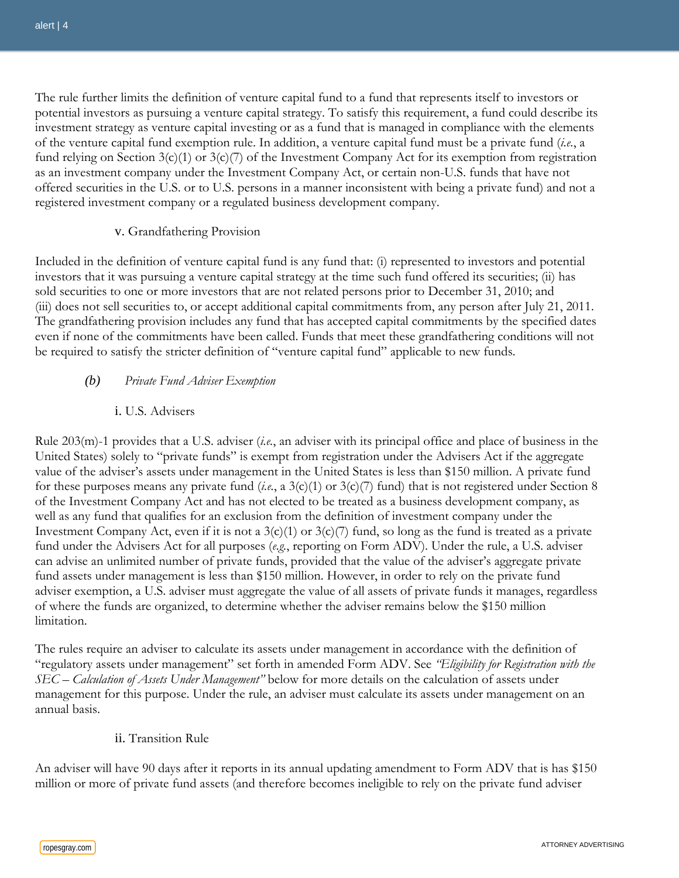The rule further limits the definition of venture capital fund to a fund that represents itself to investors or potential investors as pursuing a venture capital strategy. To satisfy this requirement, a fund could describe its investment strategy as venture capital investing or as a fund that is managed in compliance with the elements of the venture capital fund exemption rule. In addition, a venture capital fund must be a private fund (*i.e.*, a fund relying on Section 3(c)(1) or 3(c)(7) of the Investment Company Act for its exemption from registration as an investment company under the Investment Company Act, or certain non-U.S. funds that have not offered securities in the U.S. or to U.S. persons in a manner inconsistent with being a private fund) and not a registered investment company or a regulated business development company.

v. Grandfathering Provision

Included in the definition of venture capital fund is any fund that: (i) represented to investors and potential investors that it was pursuing a venture capital strategy at the time such fund offered its securities; (ii) has sold securities to one or more investors that are not related persons prior to December 31, 2010; and (iii) does not sell securities to, or accept additional capital commitments from, any person after July 21, 2011. The grandfathering provision includes any fund that has accepted capital commitments by the specified dates even if none of the commitments have been called. Funds that meet these grandfathering conditions will not be required to satisfy the stricter definition of "venture capital fund" applicable to new funds.

*(b) Private Fund Adviser Exemption*

i. U.S. Advisers

Rule 203(m)-1 provides that a U.S. adviser (*i.e.*, an adviser with its principal office and place of business in the United States) solely to "private funds" is exempt from registration under the Advisers Act if the aggregate value of the adviser's assets under management in the United States is less than $150 million. A private fund for these purposes means any private fund (*i.e.*, a 3(c)(1) or 3(c)(7) fund) that is not registered under Section 8 of the Investment Company Act and has not elected to be treated as a business development company, as well as any fund that qualifies for an exclusion from the definition of investment company under the Investment Company Act, even if it is not a 3(c)(1) or 3(c)(7) fund, so long as the fund is treated as a private fund under the Advisers Act for all purposes (*e.g.*, reporting on Form ADV). Under the rule, a U.S. adviser can advise an unlimited number of private funds, provided that the value of the adviser's aggregate private fund assets under management is less than $150 million. However, in order to rely on the private fund adviser exemption, a U.S. adviser must aggregate the value of all assets of private funds it manages, regardless of where the funds are organized, to determine whether the adviser remains below the $150 million limitation.

The rules require an adviser to calculate its assets under management in accordance with the definition of "regulatory assets under management" set forth in amended Form ADV. See *"Eligibility for Registration with the SEC – Calculation of Assets Under Management"* below for more details on the calculation of assets under management for this purpose. Under the rule, an adviser must calculate its assets under management on an annual basis.

ii. Transition Rule

An adviser will have 90 days after it reports in its annual updating amendment to Form ADV that is has $150 million or more of private fund assets (and therefore becomes ineligible to rely on the private fund adviser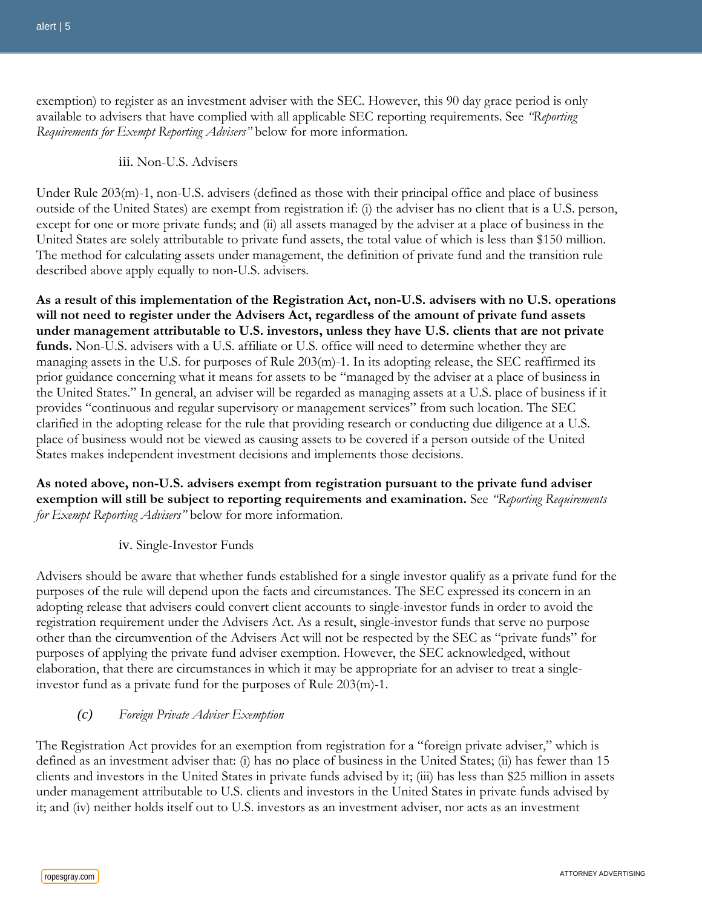exemption) to register as an investment adviser with the SEC. However, this 90 day grace period is only available to advisers that have complied with all applicable SEC reporting requirements. See *"Reporting Requirements for Exempt Reporting Advisers"* below for more information.

#### iii. Non-U.S. Advisers

Under Rule 203(m)-1, non-U.S. advisers (defined as those with their principal office and place of business outside of the United States) are exempt from registration if: (i) the adviser has no client that is a U.S. person, except for one or more private funds; and (ii) all assets managed by the adviser at a place of business in the United States are solely attributable to private fund assets, the total value of which is less than $150 million. The method for calculating assets under management, the definition of private fund and the transition rule described above apply equally to non-U.S. advisers.

**As a result of this implementation of the Registration Act, non-U.S. advisers with no U.S. operations will not need to register under the Advisers Act, regardless of the amount of private fund assets under management attributable to U.S. investors, unless they have U.S. clients that are not private funds.** Non-U.S. advisers with a U.S. affiliate or U.S. office will need to determine whether they are managing assets in the U.S. for purposes of Rule 203(m)-1. In its adopting release, the SEC reaffirmed its prior guidance concerning what it means for assets to be "managed by the adviser at a place of business in the United States." In general, an adviser will be regarded as managing assets at a U.S. place of business if it provides "continuous and regular supervisory or management services" from such location. The SEC clarified in the adopting release for the rule that providing research or conducting due diligence at a U.S. place of business would not be viewed as causing assets to be covered if a person outside of the United States makes independent investment decisions and implements those decisions.

**As noted above, non-U.S. advisers exempt from registration pursuant to the private fund adviser exemption will still be subject to reporting requirements and examination.** See *"Reporting Requirements for Exempt Reporting Advisers"* below for more information.

#### iv. Single-Investor Funds

Advisers should be aware that whether funds established for a single investor qualify as a private fund for the purposes of the rule will depend upon the facts and circumstances. The SEC expressed its concern in an adopting release that advisers could convert client accounts to single-investor funds in order to avoid the registration requirement under the Advisers Act. As a result, single-investor funds that serve no purpose other than the circumvention of the Advisers Act will not be respected by the SEC as "private funds" for purposes of applying the private fund adviser exemption. However, the SEC acknowledged, without elaboration, that there are circumstances in which it may be appropriate for an adviser to treat a single-investor fund as a private fund for the purposes of Rule 203(m)-1.

### (c) *Foreign Private Adviser Exemption*

The Registration Act provides for an exemption from registration for a "foreign private adviser," which is defined as an investment adviser that: (i) has no place of business in the United States; (ii) has fewer than 15 clients and investors in the United States in private funds advised by it; (iii) has less than $25 million in assets under management attributable to U.S. clients and investors in the United States in private funds advised by it; and (iv) neither holds itself out to U.S. investors as an investment adviser, nor acts as an investment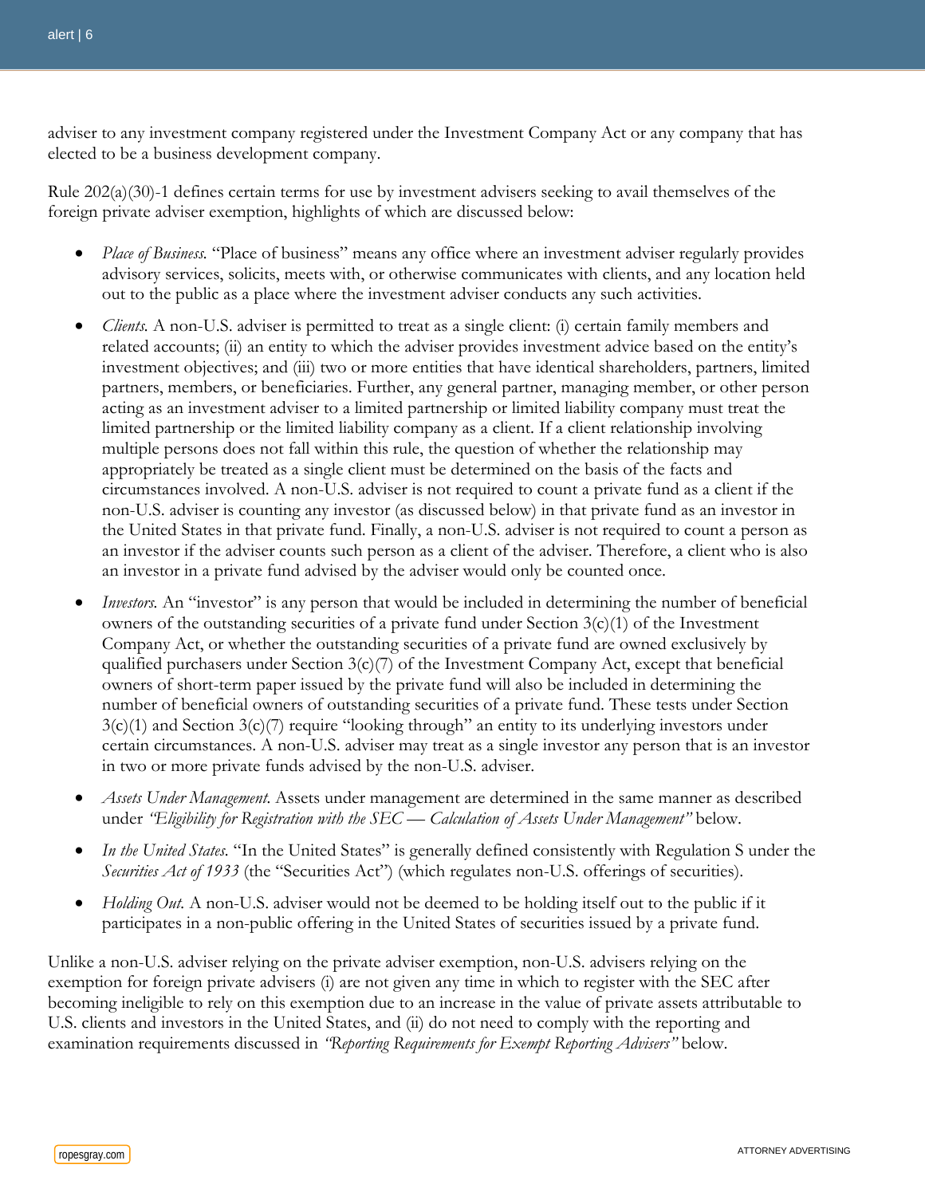adviser to any investment company registered under the Investment Company Act or any company that has elected to be a business development company.

Rule 202(a)(30)-1 defines certain terms for use by investment advisers seeking to avail themselves of the foreign private adviser exemption, highlights of which are discussed below:

- *Place of Business.* "Place of business" means any office where an investment adviser regularly provides advisory services, solicits, meets with, or otherwise communicates with clients, and any location held out to the public as a place where the investment adviser conducts any such activities.
- *Clients.* A non-U.S. adviser is permitted to treat as a single client: (i) certain family members and related accounts; (ii) an entity to which the adviser provides investment advice based on the entity's investment objectives; and (iii) two or more entities that have identical shareholders, partners, limited partners, members, or beneficiaries. Further, any general partner, managing member, or other person acting as an investment adviser to a limited partnership or limited liability company must treat the limited partnership or the limited liability company as a client. If a client relationship involving multiple persons does not fall within this rule, the question of whether the relationship may appropriately be treated as a single client must be determined on the basis of the facts and circumstances involved. A non-U.S. adviser is not required to count a private fund as a client if the non-U.S. adviser is counting any investor (as discussed below) in that private fund as an investor in the United States in that private fund. Finally, a non-U.S. adviser is not required to count a person as an investor if the adviser counts such person as a client of the adviser. Therefore, a client who is also an investor in a private fund advised by the adviser would only be counted once.
- *Investors.* An "investor" is any person that would be included in determining the number of beneficial owners of the outstanding securities of a private fund under Section 3(c)(1) of the Investment Company Act, or whether the outstanding securities of a private fund are owned exclusively by qualified purchasers under Section 3(c)(7) of the Investment Company Act, except that beneficial owners of short-term paper issued by the private fund will also be included in determining the number of beneficial owners of outstanding securities of a private fund. These tests under Section 3(c)(1) and Section 3(c)(7) require "looking through" an entity to its underlying investors under certain circumstances. A non-U.S. adviser may treat as a single investor any person that is an investor in two or more private funds advised by the non-U.S. adviser.
- *Assets Under Management.* Assets under management are determined in the same manner as described under *"Eligibility for Registration with the SEC — Calculation of Assets Under Management"* below.
- *In the United States.* "In the United States" is generally defined consistently with Regulation S under the *Securities Act of 1933* (the "Securities Act") (which regulates non-U.S. offerings of securities).
- *Holding Out.* A non-U.S. adviser would not be deemed to be holding itself out to the public if it participates in a non-public offering in the United States of securities issued by a private fund.

Unlike a non-U.S. adviser relying on the private adviser exemption, non-U.S. advisers relying on the exemption for foreign private advisers (i) are not given any time in which to register with the SEC after becoming ineligible to rely on this exemption due to an increase in the value of private assets attributable to U.S. clients and investors in the United States, and (ii) do not need to comply with the reporting and examination requirements discussed in *"Reporting Requirements for Exempt Reporting Advisers"* below.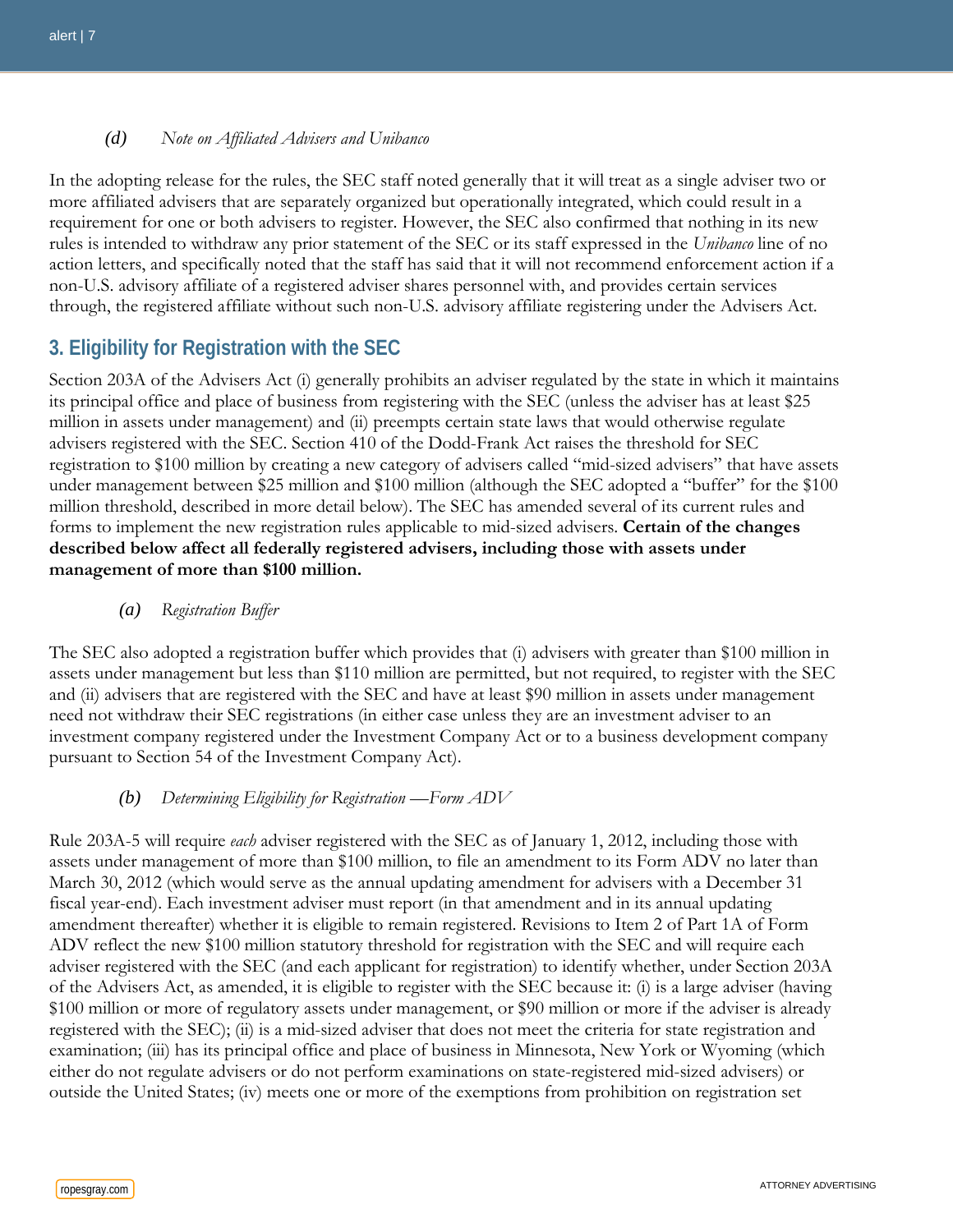*(d)* *Note on Affiliated Advisers and Unibanco*

In the adopting release for the rules, the SEC staff noted generally that it will treat as a single adviser two or more affiliated advisers that are separately organized but operationally integrated, which could result in a requirement for one or both advisers to register. However, the SEC also confirmed that nothing in its new rules is intended to withdraw any prior statement of the SEC or its staff expressed in the *Unibanco* line of no action letters, and specifically noted that the staff has said that it will not recommend enforcement action if a non-U.S. advisory affiliate of a registered adviser shares personnel with, and provides certain services through, the registered affiliate without such non-U.S. advisory affiliate registering under the Advisers Act.

## 3. Eligibility for Registration with the SEC

Section 203A of the Advisers Act (i) generally prohibits an adviser regulated by the state in which it maintains its principal office and place of business from registering with the SEC (unless the adviser has at least $25 million in assets under management) and (ii) preempts certain state laws that would otherwise regulate advisers registered with the SEC. Section 410 of the Dodd-Frank Act raises the threshold for SEC registration to $100 million by creating a new category of advisers called "mid-sized advisers" that have assets under management between $25 million and $100 million (although the SEC adopted a "buffer" for the $100 million threshold, described in more detail below). The SEC has amended several of its current rules and forms to implement the new registration rules applicable to mid-sized advisers. **Certain of the changes described below affect all federally registered advisers, including those with assets under management of more than $100 million.**

*(a)* *Registration Buffer*

The SEC also adopted a registration buffer which provides that (i) advisers with greater than $100 million in assets under management but less than $110 million are permitted, but not required, to register with the SEC and (ii) advisers that are registered with the SEC and have at least $90 million in assets under management need not withdraw their SEC registrations (in either case unless they are an investment adviser to an investment company registered under the Investment Company Act or to a business development company pursuant to Section 54 of the Investment Company Act).

*(b)* *Determining Eligibility for Registration —Form ADV*

Rule 203A-5 will require *each* adviser registered with the SEC as of January 1, 2012, including those with assets under management of more than $100 million, to file an amendment to its Form ADV no later than March 30, 2012 (which would serve as the annual updating amendment for advisers with a December 31 fiscal year-end). Each investment adviser must report (in that amendment and in its annual updating amendment thereafter) whether it is eligible to remain registered. Revisions to Item 2 of Part 1A of Form ADV reflect the new $100 million statutory threshold for registration with the SEC and will require each adviser registered with the SEC (and each applicant for registration) to identify whether, under Section 203A of the Advisers Act, as amended, it is eligible to register with the SEC because it: (i) is a large adviser (having $100 million or more of regulatory assets under management, or $90 million or more if the adviser is already registered with the SEC); (ii) is a mid-sized adviser that does not meet the criteria for state registration and examination; (iii) has its principal office and place of business in Minnesota, New York or Wyoming (which either do not regulate advisers or do not perform examinations on state-registered mid-sized advisers) or outside the United States; (iv) meets one or more of the exemptions from prohibition on registration set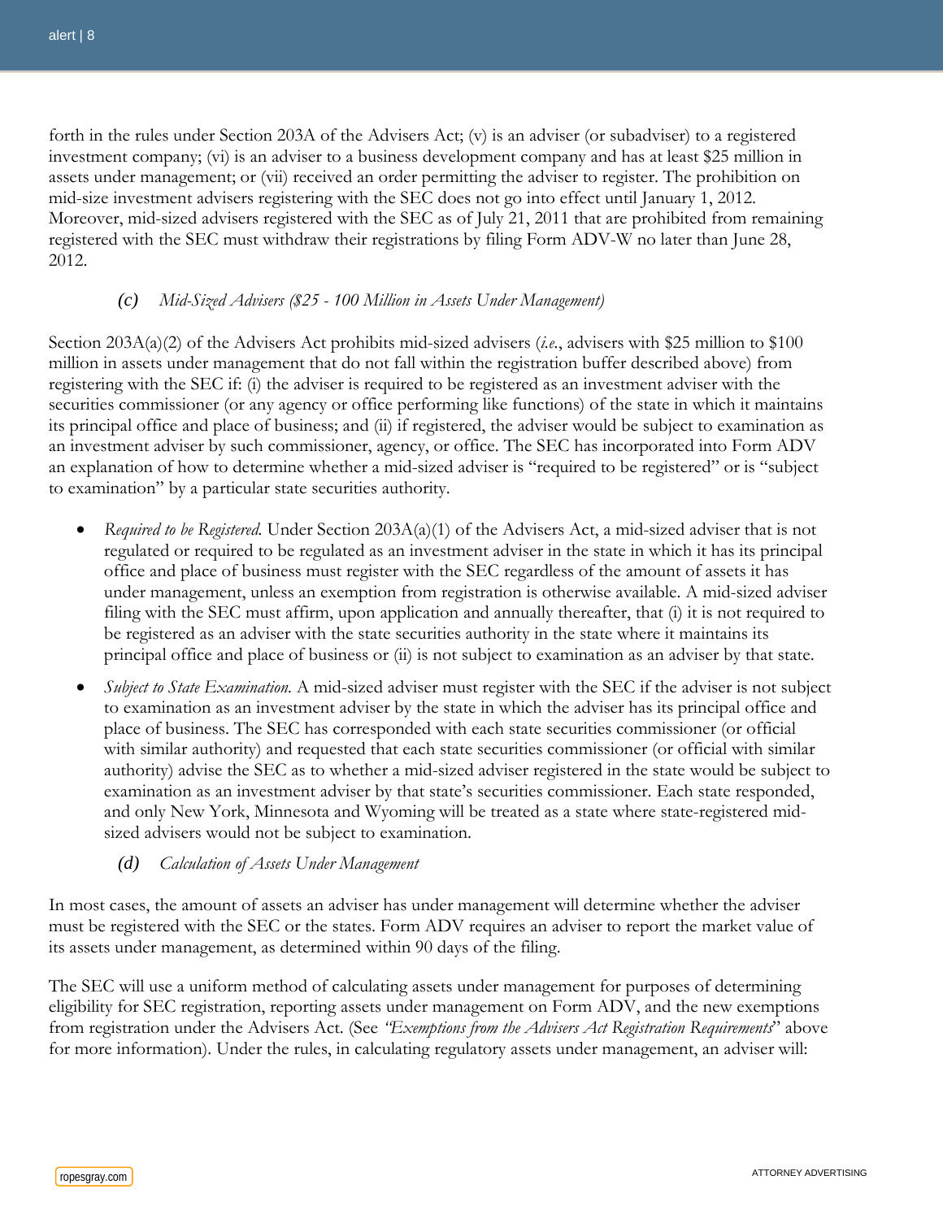forth in the rules under Section 203A of the Advisers Act; (v) is an adviser (or subadviser) to a registered investment company; (vi) is an adviser to a business development company and has at least $25 million in assets under management; or (vii) received an order permitting the adviser to register. The prohibition on mid-size investment advisers registering with the SEC does not go into effect until January 1, 2012. Moreover, mid-sized advisers registered with the SEC as of July 21, 2011 that are prohibited from remaining registered with the SEC must withdraw their registrations by filing Form ADV-W no later than June 28, 2012.

### *(c) Mid-Sized Advisers ($25 - 100 Million in Assets Under Management)*

Section 203A(a)(2) of the Advisers Act prohibits mid-sized advisers (*i.e.*, advisers with $25 million to $100 million in assets under management that do not fall within the registration buffer described above) from registering with the SEC if: (i) the adviser is required to be registered as an investment adviser with the securities commissioner (or any agency or office performing like functions) of the state in which it maintains its principal office and place of business; and (ii) if registered, the adviser would be subject to examination as an investment adviser by such commissioner, agency, or office. The SEC has incorporated into Form ADV an explanation of how to determine whether a mid-sized adviser is "required to be registered" or is "subject to examination" by a particular state securities authority.

- *Required to be Registered.* Under Section 203A(a)(1) of the Advisers Act, a mid-sized adviser that is not regulated or required to be regulated as an investment adviser in the state in which it has its principal office and place of business must register with the SEC regardless of the amount of assets it has under management, unless an exemption from registration is otherwise available. A mid-sized adviser filing with the SEC must affirm, upon application and annually thereafter, that (i) it is not required to be registered as an adviser with the state securities authority in the state where it maintains its principal office and place of business or (ii) is not subject to examination as an adviser by that state.
- *Subject to State Examination.* A mid-sized adviser must register with the SEC if the adviser is not subject to examination as an investment adviser by the state in which the adviser has its principal office and place of business. The SEC has corresponded with each state securities commissioner (or official with similar authority) and requested that each state securities commissioner (or official with similar authority) advise the SEC as to whether a mid-sized adviser registered in the state would be subject to examination as an investment adviser by that state's securities commissioner. Each state responded, and only New York, Minnesota and Wyoming will be treated as a state where state-registered mid-sized advisers would not be subject to examination.

### *(d) Calculation of Assets Under Management*

In most cases, the amount of assets an adviser has under management will determine whether the adviser must be registered with the SEC or the states. Form ADV requires an adviser to report the market value of its assets under management, as determined within 90 days of the filing.

The SEC will use a uniform method of calculating assets under management for purposes of determining eligibility for SEC registration, reporting assets under management on Form ADV, and the new exemptions from registration under the Advisers Act. (See *"Exemptions from the Advisers Act Registration Requirements"* above for more information). Under the rules, in calculating regulatory assets under management, an adviser will: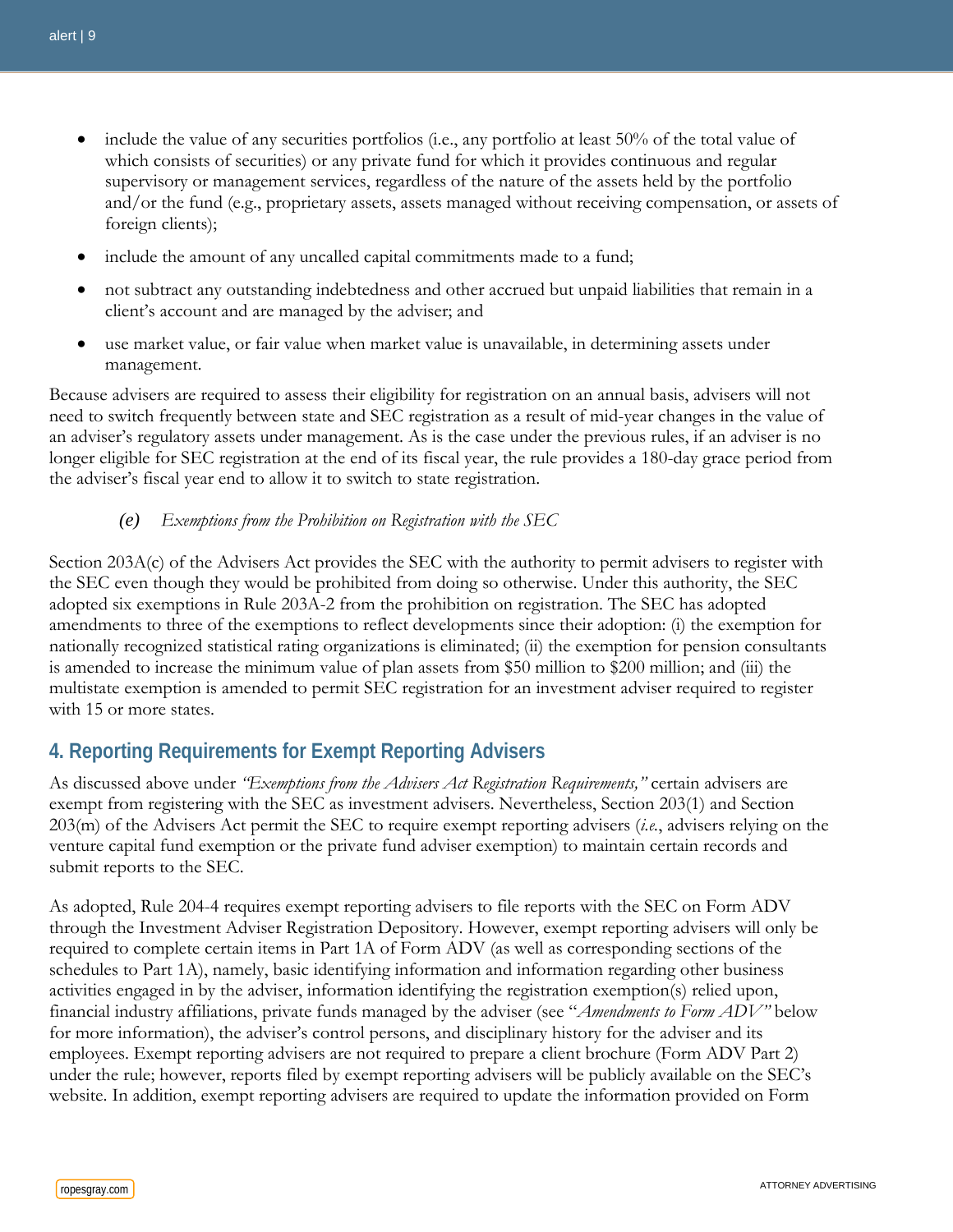- include the value of any securities portfolios (i.e., any portfolio at least 50% of the total value of which consists of securities) or any private fund for which it provides continuous and regular supervisory or management services, regardless of the nature of the assets held by the portfolio and/or the fund (e.g., proprietary assets, assets managed without receiving compensation, or assets of foreign clients);
- include the amount of any uncalled capital commitments made to a fund;
- not subtract any outstanding indebtedness and other accrued but unpaid liabilities that remain in a client's account and are managed by the adviser; and
- use market value, or fair value when market value is unavailable, in determining assets under management.

Because advisers are required to assess their eligibility for registration on an annual basis, advisers will not need to switch frequently between state and SEC registration as a result of mid-year changes in the value of an adviser's regulatory assets under management. As is the case under the previous rules, if an adviser is no longer eligible for SEC registration at the end of its fiscal year, the rule provides a 180-day grace period from the adviser's fiscal year end to allow it to switch to state registration.

*(e) Exemptions from the Prohibition on Registration with the SEC*

Section 203A(c) of the Advisers Act provides the SEC with the authority to permit advisers to register with the SEC even though they would be prohibited from doing so otherwise. Under this authority, the SEC adopted six exemptions in Rule 203A-2 from the prohibition on registration. The SEC has adopted amendments to three of the exemptions to reflect developments since their adoption: (i) the exemption for nationally recognized statistical rating organizations is eliminated; (ii) the exemption for pension consultants is amended to increase the minimum value of plan assets from $50 million to $200 million; and (iii) the multistate exemption is amended to permit SEC registration for an investment adviser required to register with 15 or more states.

## 4. Reporting Requirements for Exempt Reporting Advisers

As discussed above under *"Exemptions from the Advisers Act Registration Requirements,"* certain advisers are exempt from registering with the SEC as investment advisers. Nevertheless, Section 203(l) and Section 203(m) of the Advisers Act permit the SEC to require exempt reporting advisers (*i.e.*, advisers relying on the venture capital fund exemption or the private fund adviser exemption) to maintain certain records and submit reports to the SEC.

As adopted, Rule 204-4 requires exempt reporting advisers to file reports with the SEC on Form ADV through the Investment Adviser Registration Depository. However, exempt reporting advisers will only be required to complete certain items in Part 1A of Form ADV (as well as corresponding sections of the schedules to Part 1A), namely, basic identifying information and information regarding other business activities engaged in by the adviser, information identifying the registration exemption(s) relied upon, financial industry affiliations, private funds managed by the adviser (see "*Amendments to Form ADV"* below for more information), the adviser's control persons, and disciplinary history for the adviser and its employees. Exempt reporting advisers are not required to prepare a client brochure (Form ADV Part 2) under the rule; however, reports filed by exempt reporting advisers will be publicly available on the SEC's website. In addition, exempt reporting advisers are required to update the information provided on Form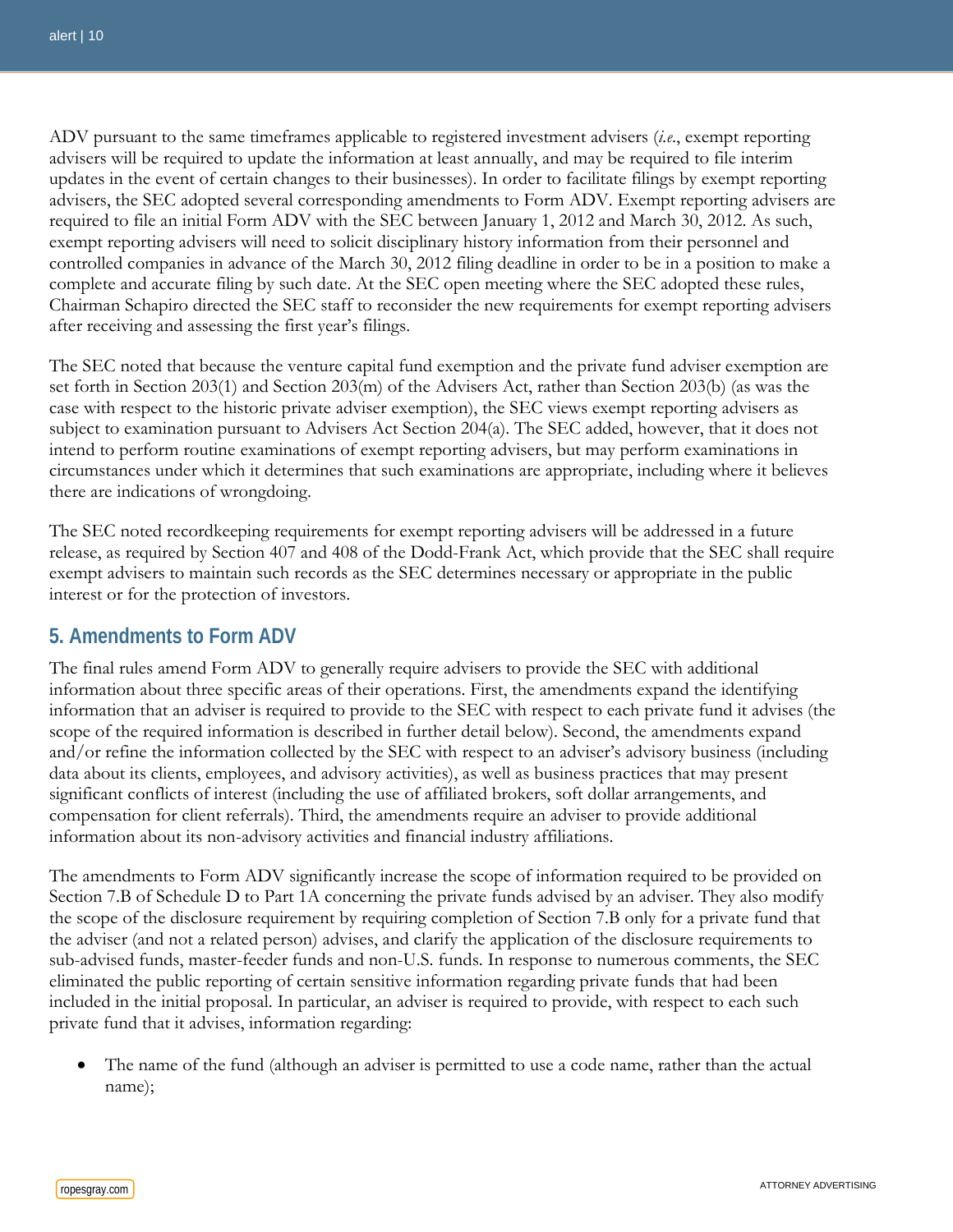ADV pursuant to the same timeframes applicable to registered investment advisers (*i.e.*, exempt reporting advisers will be required to update the information at least annually, and may be required to file interim updates in the event of certain changes to their businesses). In order to facilitate filings by exempt reporting advisers, the SEC adopted several corresponding amendments to Form ADV. Exempt reporting advisers are required to file an initial Form ADV with the SEC between January 1, 2012 and March 30, 2012. As such, exempt reporting advisers will need to solicit disciplinary history information from their personnel and controlled companies in advance of the March 30, 2012 filing deadline in order to be in a position to make a complete and accurate filing by such date. At the SEC open meeting where the SEC adopted these rules, Chairman Schapiro directed the SEC staff to reconsider the new requirements for exempt reporting advisers after receiving and assessing the first year's filings.

The SEC noted that because the venture capital fund exemption and the private fund adviser exemption are set forth in Section 203(l) and Section 203(m) of the Advisers Act, rather than Section 203(b) (as was the case with respect to the historic private adviser exemption), the SEC views exempt reporting advisers as subject to examination pursuant to Advisers Act Section 204(a). The SEC added, however, that it does not intend to perform routine examinations of exempt reporting advisers, but may perform examinations in circumstances under which it determines that such examinations are appropriate, including where it believes there are indications of wrongdoing.

The SEC noted recordkeeping requirements for exempt reporting advisers will be addressed in a future release, as required by Section 407 and 408 of the Dodd-Frank Act, which provide that the SEC shall require exempt advisers to maintain such records as the SEC determines necessary or appropriate in the public interest or for the protection of investors.

## 5. Amendments to Form ADV

The final rules amend Form ADV to generally require advisers to provide the SEC with additional information about three specific areas of their operations. First, the amendments expand the identifying information that an adviser is required to provide to the SEC with respect to each private fund it advises (the scope of the required information is described in further detail below). Second, the amendments expand and/or refine the information collected by the SEC with respect to an adviser's advisory business (including data about its clients, employees, and advisory activities), as well as business practices that may present significant conflicts of interest (including the use of affiliated brokers, soft dollar arrangements, and compensation for client referrals). Third, the amendments require an adviser to provide additional information about its non-advisory activities and financial industry affiliations.

The amendments to Form ADV significantly increase the scope of information required to be provided on Section 7.B of Schedule D to Part 1A concerning the private funds advised by an adviser. They also modify the scope of the disclosure requirement by requiring completion of Section 7.B only for a private fund that the adviser (and not a related person) advises, and clarify the application of the disclosure requirements to sub-advised funds, master-feeder funds and non-U.S. funds. In response to numerous comments, the SEC eliminated the public reporting of certain sensitive information regarding private funds that had been included in the initial proposal. In particular, an adviser is required to provide, with respect to each such private fund that it advises, information regarding:

- The name of the fund (although an adviser is permitted to use a code name, rather than the actual name);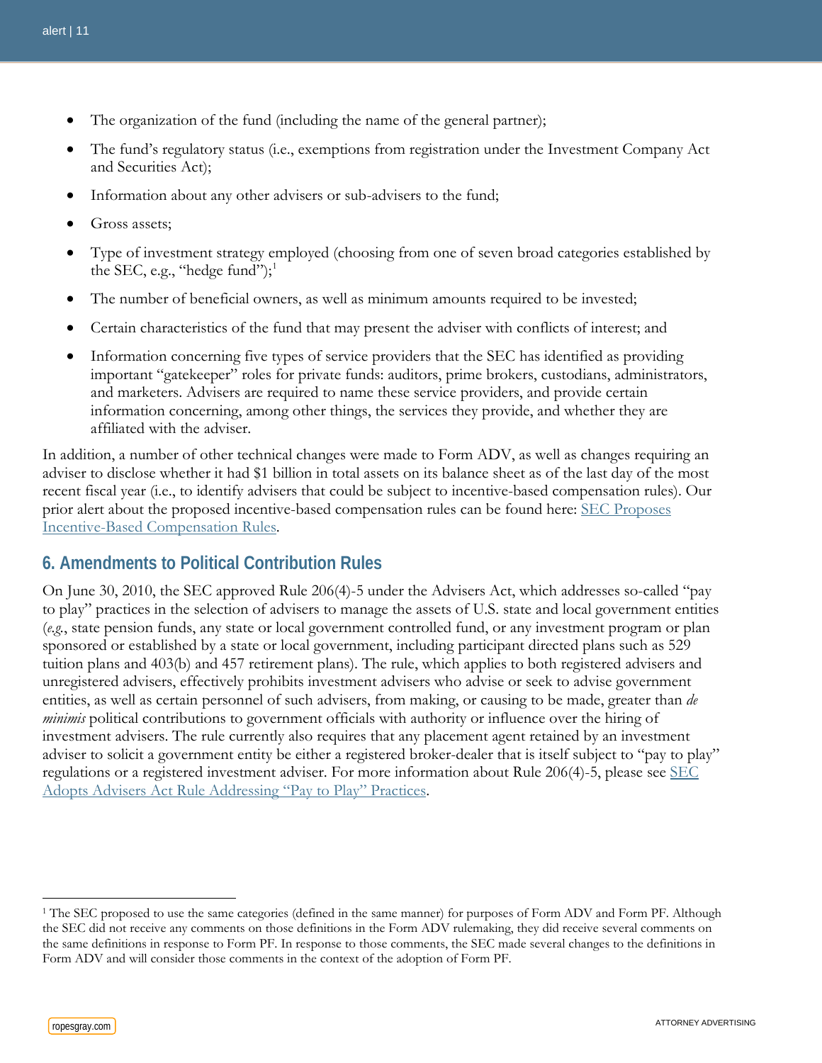- The organization of the fund (including the name of the general partner);
- The fund's regulatory status (i.e., exemptions from registration under the Investment Company Act and Securities Act);
- Information about any other advisers or sub-advisers to the fund;
- Gross assets;
- Type of investment strategy employed (choosing from one of seven broad categories established by the SEC, e.g., "hedge fund");[1]
- The number of beneficial owners, as well as minimum amounts required to be invested;
- Certain characteristics of the fund that may present the adviser with conflicts of interest; and
- Information concerning five types of service providers that the SEC has identified as providing important "gatekeeper" roles for private funds: auditors, prime brokers, custodians, administrators, and marketers. Advisers are required to name these service providers, and provide certain information concerning, among other things, the services they provide, and whether they are affiliated with the adviser.

In addition, a number of other technical changes were made to Form ADV, as well as changes requiring an adviser to disclose whether it had $1 billion in total assets on its balance sheet as of the last day of the most recent fiscal year (i.e., to identify advisers that could be subject to incentive-based compensation rules). Our prior alert about the proposed incentive-based compensation rules can be found here: SEC Proposes Incentive-Based Compensation Rules.

## 6. Amendments to Political Contribution Rules

On June 30, 2010, the SEC approved Rule 206(4)-5 under the Advisers Act, which addresses so-called "pay to play" practices in the selection of advisers to manage the assets of U.S. state and local government entities (*e.g.*, state pension funds, any state or local government controlled fund, or any investment program or plan sponsored or established by a state or local government, including participant directed plans such as 529 tuition plans and 403(b) and 457 retirement plans). The rule, which applies to both registered advisers and unregistered advisers, effectively prohibits investment advisers who advise or seek to advise government entities, as well as certain personnel of such advisers, from making, or causing to be made, greater than *de minimis* political contributions to government officials with authority or influence over the hiring of investment advisers. The rule currently also requires that any placement agent retained by an investment adviser to solicit a government entity be either a registered broker-dealer that is itself subject to "pay to play" regulations or a registered investment adviser. For more information about Rule 206(4)-5, please see SEC Adopts Advisers Act Rule Addressing "Pay to Play" Practices.

---

[1] The SEC proposed to use the same categories (defined in the same manner) for purposes of Form ADV and Form PF. Although the SEC did not receive any comments on those definitions in the Form ADV rulemaking, they did receive several comments on the same definitions in response to Form PF. In response to those comments, the SEC made several changes to the definitions in Form ADV and will consider those comments in the context of the adoption of Form PF.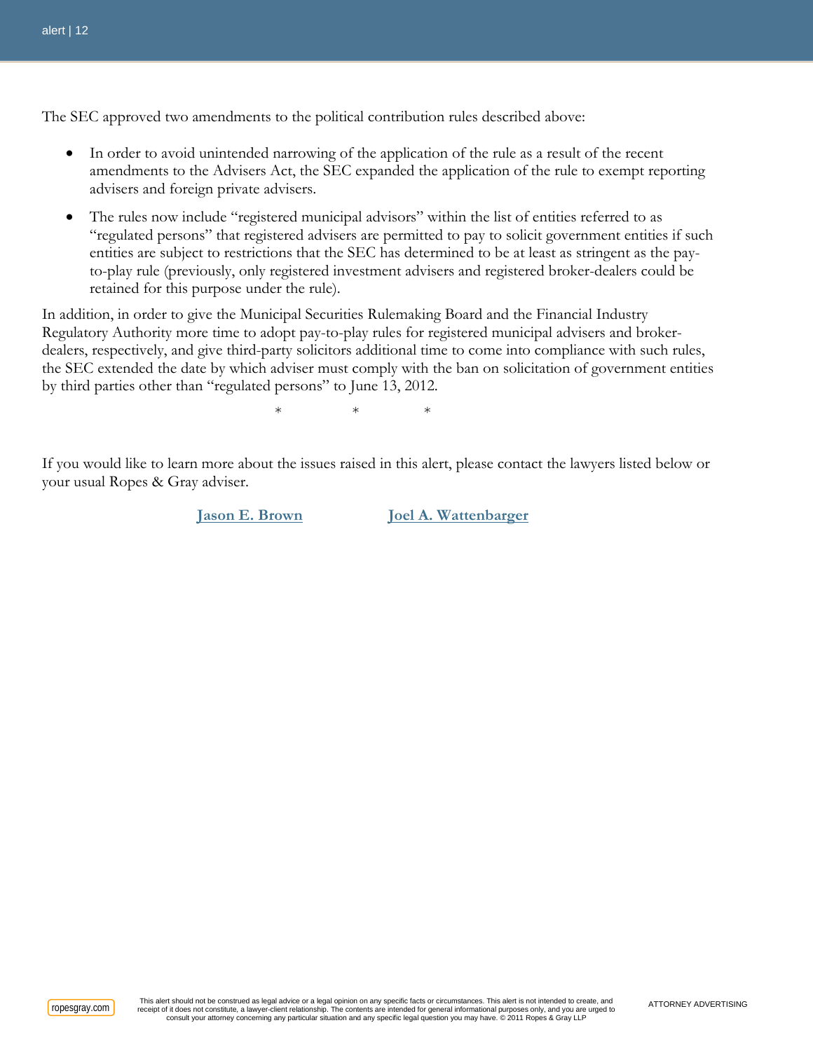The SEC approved two amendments to the political contribution rules described above:

- In order to avoid unintended narrowing of the application of the rule as a result of the recent amendments to the Advisers Act, the SEC expanded the application of the rule to exempt reporting advisers and foreign private advisers.
- The rules now include "registered municipal advisors" within the list of entities referred to as "regulated persons" that registered advisers are permitted to pay to solicit government entities if such entities are subject to restrictions that the SEC has determined to be at least as stringent as the pay-to-play rule (previously, only registered investment advisers and registered broker-dealers could be retained for this purpose under the rule).

In addition, in order to give the Municipal Securities Rulemaking Board and the Financial Industry Regulatory Authority more time to adopt pay-to-play rules for registered municipal advisers and broker-dealers, respectively, and give third-party solicitors additional time to come into compliance with such rules, the SEC extended the date by which adviser must comply with the ban on solicitation of government entities by third parties other than "regulated persons" to June 13, 2012.

\*  \*  \*

If you would like to learn more about the issues raised in this alert, please contact the lawyers listed below or your usual Ropes & Gray adviser.

**Jason E. Brown**    **Joel A. Wattenbarger**

This alert should not be construed as legal advice or a legal opinion on any specific facts or circumstances. This alert is not intended to create, and receipt of it does not constitute, a lawyer-client relationship. The contents are intended for general informational purposes only, and you are urged to consult your attorney concerning any particular situation and any specific legal question you may have. © 2011 Ropes & Gray LLP

ATTORNEY ADVERTISING